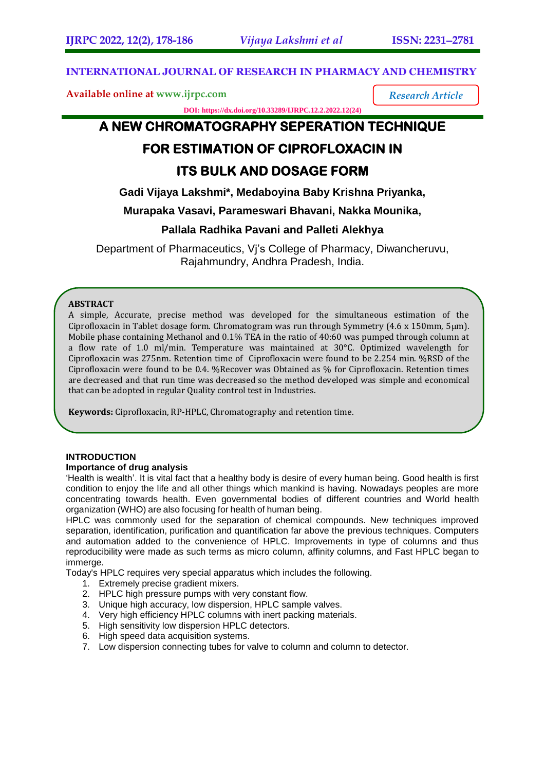**INTERNATIONAL JOURNAL OF RESEARCH IN PHARMACY AND CHEMISTRY**

**Available online at www.ijrpc.com**

*Research Article*

**DOI: https://dx.doi.org/10.33289/IJRPC.12.2.2022.12(24)**

# A NEW CHROMATOGRAPHY SEPERATION TECHNIQUE FOR ESTIMATION OF CIPROFLOXACIN IN ITS BULK AND DOSAGE FORM

**Gadi Vijaya Lakshmi*, Medaboyina Baby Krishna Priyanka, Murapaka Vasavi, Parameswari Bhavani, Nakka Mounika, Pallala Radhika Pavani and Palleti Alekhya**

Department of Pharmaceutics, Vj's College of Pharmacy, Diwancheruvu, Rajahmundry, Andhra Pradesh, India.

## ABSTRACT

A simple, Accurate, precise method was developed for the simultaneous estimation of the Ciprofloxacin in Tablet dosage form. Chromatogram was run through Symmetry (4.6 x 150mm, 5µm). Mobile phase containing Methanol and 0.1% TEA in the ratio of 40:60 was pumped through column at a flow rate of 1.0 ml/min. Temperature was maintained at 30°C. Optimized wavelength for Ciprofloxacin was 275nm. Retention time of Ciprofloxacin were found to be 2.254 min. %RSD of the Ciprofloxacin were found to be 0.4. %Recover was Obtained as % for Ciprofloxacin. Retention times are decreased and that run time was decreased so the method developed was simple and economical that can be adopted in regular Quality control test in Industries.

**Keywords:** Ciprofloxacin, RP-HPLC, Chromatography and retention time.

## INTRODUCTION

### Importance of drug analysis

'Health is wealth'. It is vital fact that a healthy body is desire of every human being. Good health is first condition to enjoy the life and all other things which mankind is having. Nowadays peoples are more concentrating towards health. Even governmental bodies of different countries and World health organization (WHO) are also focusing for health of human being.

HPLC was commonly used for the separation of chemical compounds. New techniques improved separation, identification, purification and quantification far above the previous techniques. Computers and automation added to the convenience of HPLC. Improvements in type of columns and thus reproducibility were made as such terms as micro column, affinity columns, and Fast HPLC began to immerge.

Today's HPLC requires very special apparatus which includes the following.

1. Extremely precise gradient mixers.
2. HPLC high pressure pumps with very constant flow.
3. Unique high accuracy, low dispersion, HPLC sample valves.
4. Very high efficiency HPLC columns with inert packing materials.
5. High sensitivity low dispersion HPLC detectors.
6. High speed data acquisition systems.
7. Low dispersion connecting tubes for valve to column and column to detector.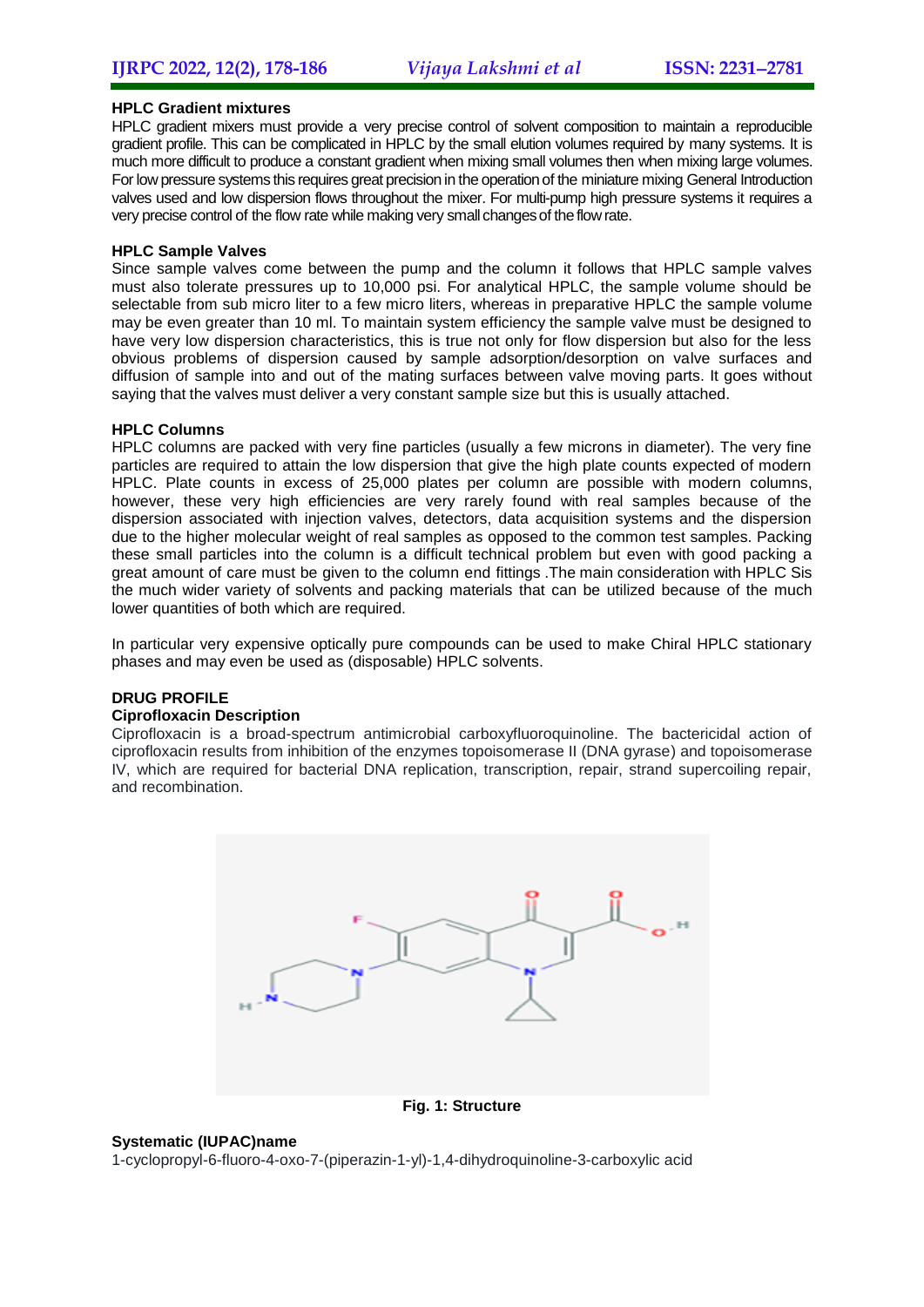### HPLC Gradient mixtures

HPLC gradient mixers must provide a very precise control of solvent composition to maintain a reproducible gradient profile. This can be complicated in HPLC by the small elution volumes required by many systems. It is much more difficult to produce a constant gradient when mixing small volumes then when mixing large volumes. For low pressure systems this requires great precision in the operation of the miniature mixing General Introduction valves used and low dispersion flows throughout the mixer. For multi-pump high pressure systems it requires a very precise control of the flow rate while making very small changes of the flow rate.

### HPLC Sample Valves

Since sample valves come between the pump and the column it follows that HPLC sample valves must also tolerate pressures up to 10,000 psi. For analytical HPLC, the sample volume should be selectable from sub micro liter to a few micro liters, whereas in preparative HPLC the sample volume may be even greater than 10 ml. To maintain system efficiency the sample valve must be designed to have very low dispersion characteristics, this is true not only for flow dispersion but also for the less obvious problems of dispersion caused by sample adsorption/desorption on valve surfaces and diffusion of sample into and out of the mating surfaces between valve moving parts. It goes without saying that the valves must deliver a very constant sample size but this is usually attached.

### HPLC Columns

HPLC columns are packed with very fine particles (usually a few microns in diameter). The very fine particles are required to attain the low dispersion that give the high plate counts expected of modern HPLC. Plate counts in excess of 25,000 plates per column are possible with modern columns, however, these very high efficiencies are very rarely found with real samples because of the dispersion associated with injection valves, detectors, data acquisition systems and the dispersion due to the higher molecular weight of real samples as opposed to the common test samples. Packing these small particles into the column is a difficult technical problem but even with good packing a great amount of care must be given to the column end fittings .The main consideration with HPLC Sis the much wider variety of solvents and packing materials that can be utilized because of the much lower quantities of both which are required.

In particular very expensive optically pure compounds can be used to make Chiral HPLC stationary phases and may even be used as (disposable) HPLC solvents.

## DRUG PROFILE

### Ciprofloxacin Description

Ciprofloxacin is a broad-spectrum antimicrobial carboxyfluoroquinoline. The bactericidal action of ciprofloxacin results from inhibition of the enzymes topoisomerase II (DNA gyrase) and topoisomerase IV, which are required for bacterial DNA replication, transcription, repair, strand supercoiling repair, and recombination.

**Fig. 1: Structure**

### Systematic (IUPAC)name

1-cyclopropyl-6-fluoro-4-oxo-7-(piperazin-1-yl)-1,4-dihydroquinoline-3-carboxylic acid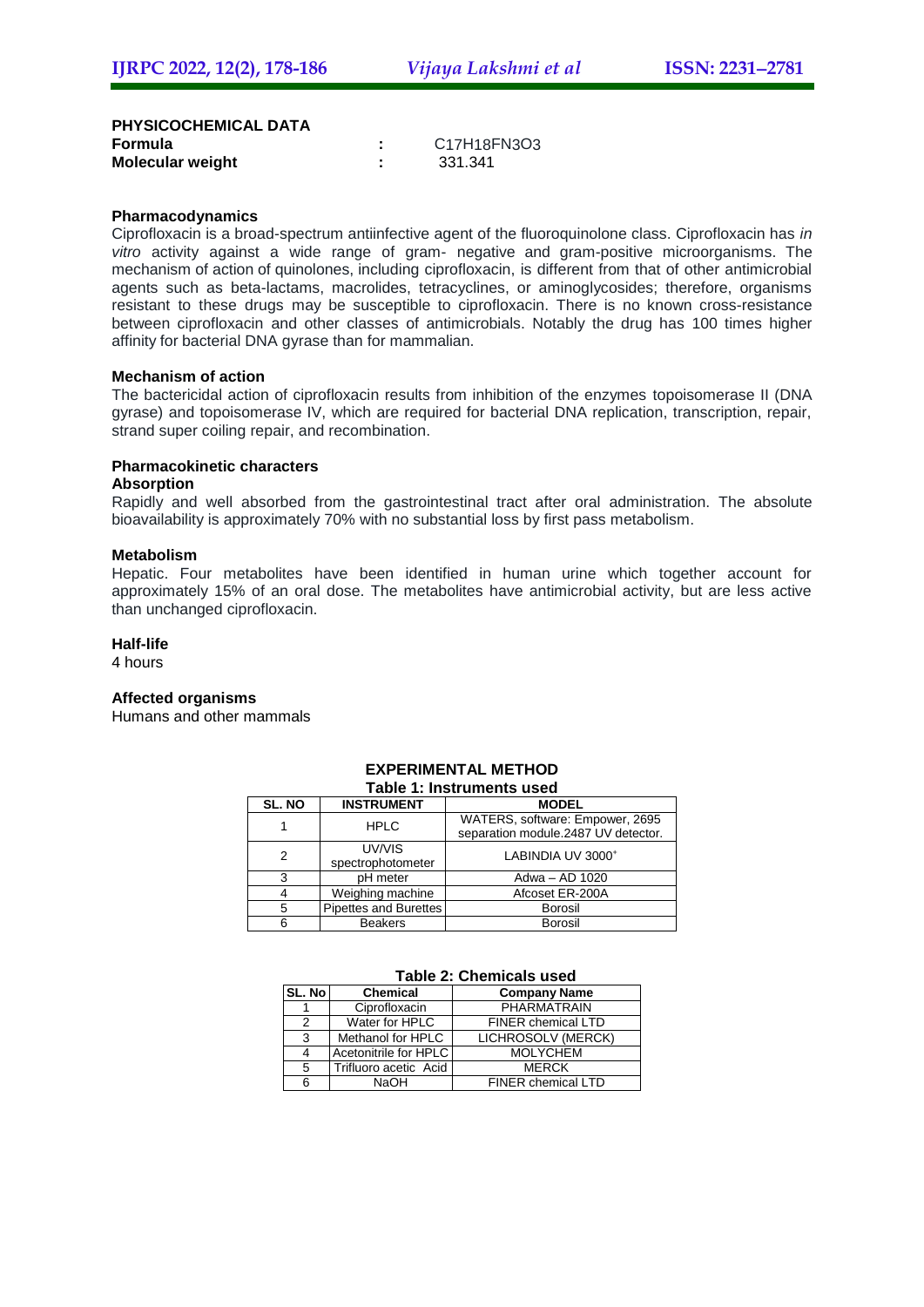**PHYSICOCHEMICAL DATA**

**Formula** : $C_{17}H_{18}FN_3O_3$
**Molecular weight** : 331.341

**Pharmacodynamics**

Ciprofloxacin is a broad-spectrum antiinfective agent of the fluoroquinolone class. Ciprofloxacin has *in vitro* activity against a wide range of gram- negative and gram-positive microorganisms. The mechanism of action of quinolones, including ciprofloxacin, is different from that of other antimicrobial agents such as beta-lactams, macrolides, tetracyclines, or aminoglycosides; therefore, organisms resistant to these drugs may be susceptible to ciprofloxacin. There is no known cross-resistance between ciprofloxacin and other classes of antimicrobials. Notably the drug has 100 times higher affinity for bacterial DNA gyrase than for mammalian.

**Mechanism of action**

The bactericidal action of ciprofloxacin results from inhibition of the enzymes topoisomerase II (DNA gyrase) and topoisomerase IV, which are required for bacterial DNA replication, transcription, repair, strand super coiling repair, and recombination.

**Pharmacokinetic characters**

**Absorption**

Rapidly and well absorbed from the gastrointestinal tract after oral administration. The absolute bioavailability is approximately 70% with no substantial loss by first pass metabolism.

**Metabolism**

Hepatic. Four metabolites have been identified in human urine which together account for approximately 15% of an oral dose. The metabolites have antimicrobial activity, but are less active than unchanged ciprofloxacin.

**Half-life**

4 hours

**Affected organisms**

Humans and other mammals

## EXPERIMENTAL METHOD

**Table 1: Instruments used**

| SL. NO | INSTRUMENT | MODEL |
|---|---|---|
| 1 | HPLC | WATERS, software: Empower, 2695 separation module.2487 UV detector. |
| 2 | UV/VIS spectrophotometer | LABINDIA UV 3000[+] |
| 3 | pH meter | Adwa – AD 1020 |
| 4 | Weighing machine | Afcoset ER-200A |
| 5 | Pipettes and Burettes | Borosil |
| 6 | Beakers | Borosil |

**Table 2: Chemicals used**

| SL. No | Chemical | Company Name |
|---|---|---|
| 1 | Ciprofloxacin | PHARMATRAIN |
| 2 | Water for HPLC | FINER chemical LTD |
| 3 | Methanol for HPLC | LICHROSOLV (MERCK) |
| 4 | Acetonitrile for HPLC | MOLYCHEM |
| 5 | Trifluoro acetic Acid | MERCK |
| 6 | NaOH | FINER chemical LTD |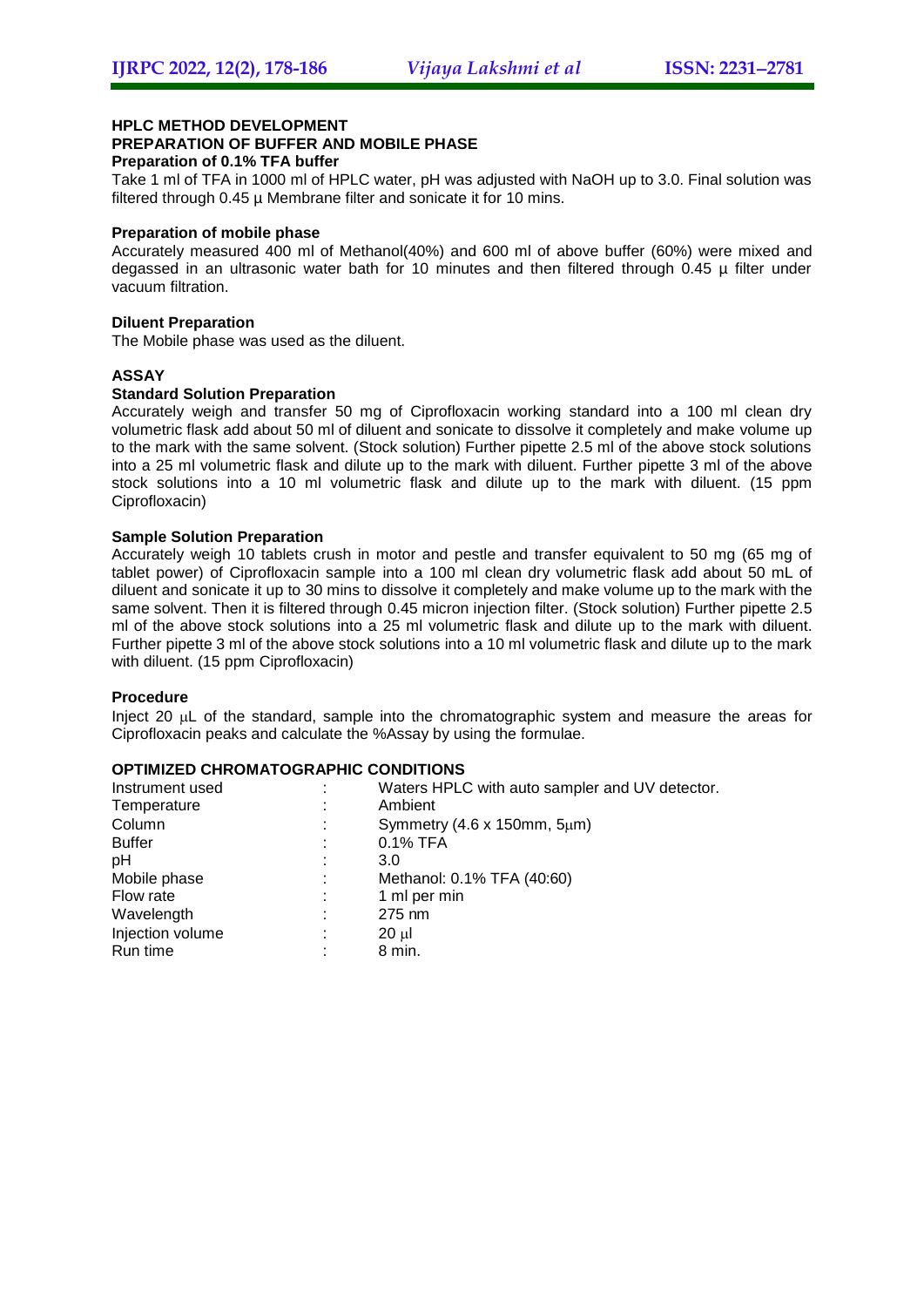## HPLC METHOD DEVELOPMENT

### PREPARATION OF BUFFER AND MOBILE PHASE

#### Preparation of 0.1% TFA buffer

Take 1 ml of TFA in 1000 ml of HPLC water, pH was adjusted with NaOH up to 3.0. Final solution was filtered through 0.45 µ Membrane filter and sonicate it for 10 mins.

#### Preparation of mobile phase

Accurately measured 400 ml of Methanol(40%) and 600 ml of above buffer (60%) were mixed and degassed in an ultrasonic water bath for 10 minutes and then filtered through 0.45 µ filter under vacuum filtration.

#### Diluent Preparation

The Mobile phase was used as the diluent.

### ASSAY

#### Standard Solution Preparation

Accurately weigh and transfer 50 mg of Ciprofloxacin working standard into a 100 ml clean dry volumetric flask add about 50 ml of diluent and sonicate to dissolve it completely and make volume up to the mark with the same solvent. (Stock solution) Further pipette 2.5 ml of the above stock solutions into a 25 ml volumetric flask and dilute up to the mark with diluent. Further pipette 3 ml of the above stock solutions into a 10 ml volumetric flask and dilute up to the mark with diluent. (15 ppm Ciprofloxacin)

#### Sample Solution Preparation

Accurately weigh 10 tablets crush in motor and pestle and transfer equivalent to 50 mg (65 mg of tablet power) of Ciprofloxacin sample into a 100 ml clean dry volumetric flask add about 50 mL of diluent and sonicate it up to 30 mins to dissolve it completely and make volume up to the mark with the same solvent. Then it is filtered through 0.45 micron injection filter. (Stock solution) Further pipette 2.5 ml of the above stock solutions into a 25 ml volumetric flask and dilute up to the mark with diluent. Further pipette 3 ml of the above stock solutions into a 10 ml volumetric flask and dilute up to the mark with diluent. (15 ppm Ciprofloxacin)

#### Procedure

Inject 20 µL of the standard, sample into the chromatographic system and measure the areas for Ciprofloxacin peaks and calculate the %Assay by using the formulae.

### OPTIMIZED CHROMATOGRAPHIC CONDITIONS

| | | |
|---|---|---|
| Instrument used | : | Waters HPLC with auto sampler and UV detector. |
| Temperature | : | Ambient |
| Column | : | Symmetry (4.6 x 150mm, 5µm) |
| Buffer | : | 0.1% TFA |
| pH | : | 3.0 |
| Mobile phase | : | Methanol: 0.1% TFA (40:60) |
| Flow rate | : | 1 ml per min |
| Wavelength | : | 275 nm |
| Injection volume | : | 20 µl |
| Run time | : | 8 min. |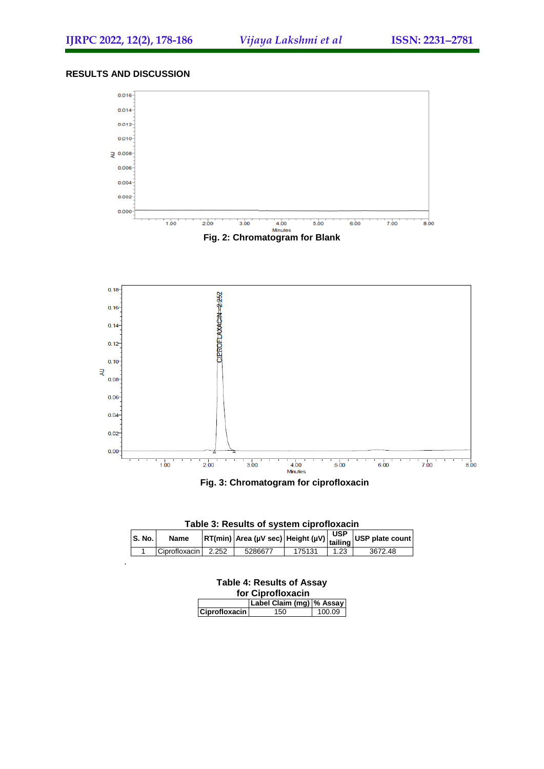## RESULTS AND DISCUSSION

Fig. 2: Chromatogram for Blank

Fig. 3: Chromatogram for ciprofloxacin

**Table 3: Results of system ciprofloxacin**

| S. No. | Name | RT(min) | Area (µV sec) | Height (µV) | USP tailing | USP plate count |
|---|---|---|---|---|---|---|
| 1 | Ciprofloxacin | 2.252 | 5286677 | 175131 | 1.23 | 3672.48 |

**Table 4: Results of Assay for Ciprofloxacin**

| | Label Claim (mg) | % Assay |
|---|---|---|
| Ciprofloxacin | 150 | 100.09 |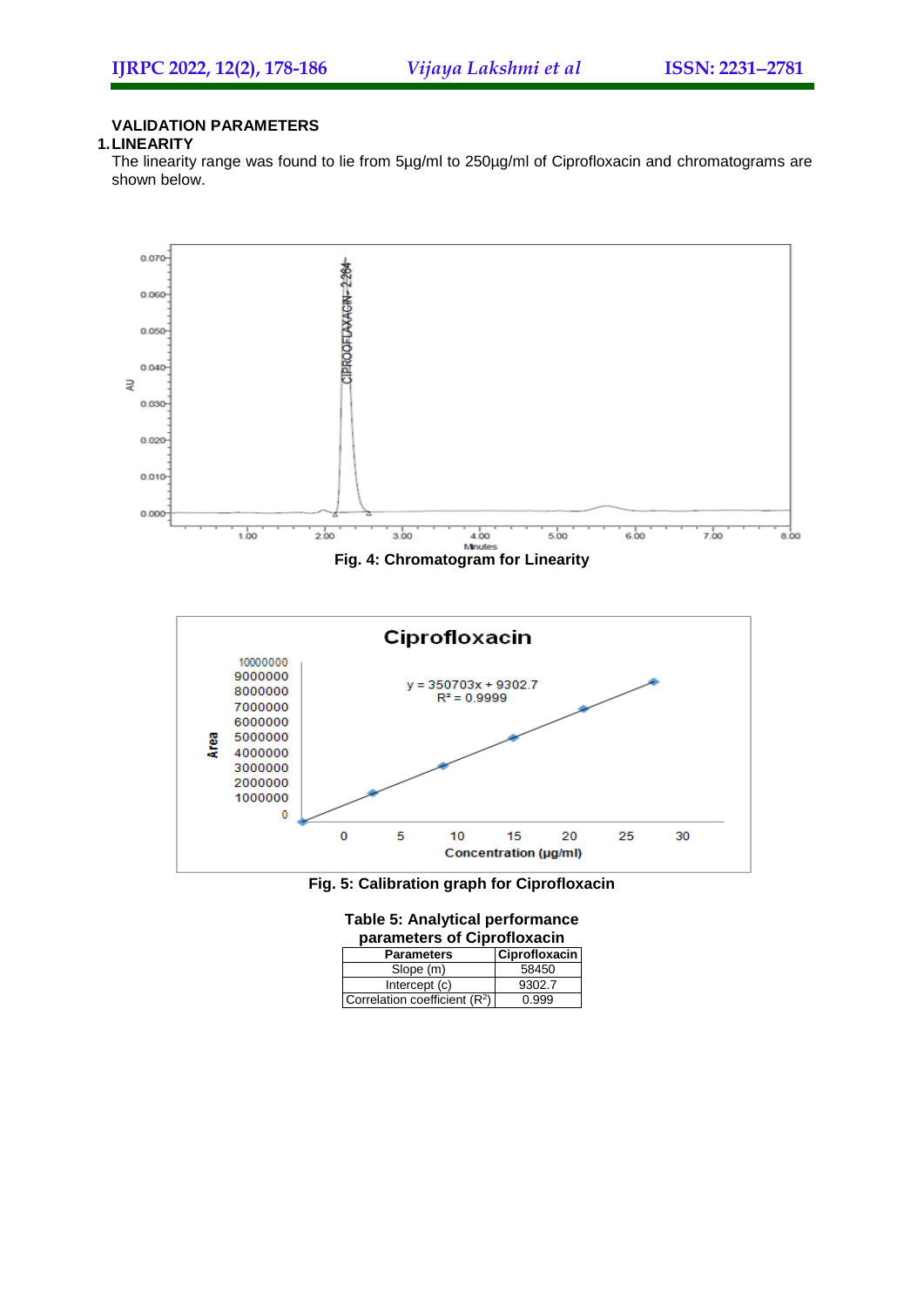## VALIDATION PARAMETERS

### 1. LINEARITY

The linearity range was found to lie from 5µg/ml to 250µg/ml of Ciprofloxacin and chromatograms are shown below.

Fig. 4: Chromatogram for Linearity

Fig. 5: Calibration graph for Ciprofloxacin

**Table 5: Analytical performance parameters of Ciprofloxacin**

| Parameters | Ciprofloxacin |
|---|---|
| Slope (m) | 58450 |
| Intercept (c) | 9302.7 |
| Correlation coefficient ($R^2$) | 0.999 |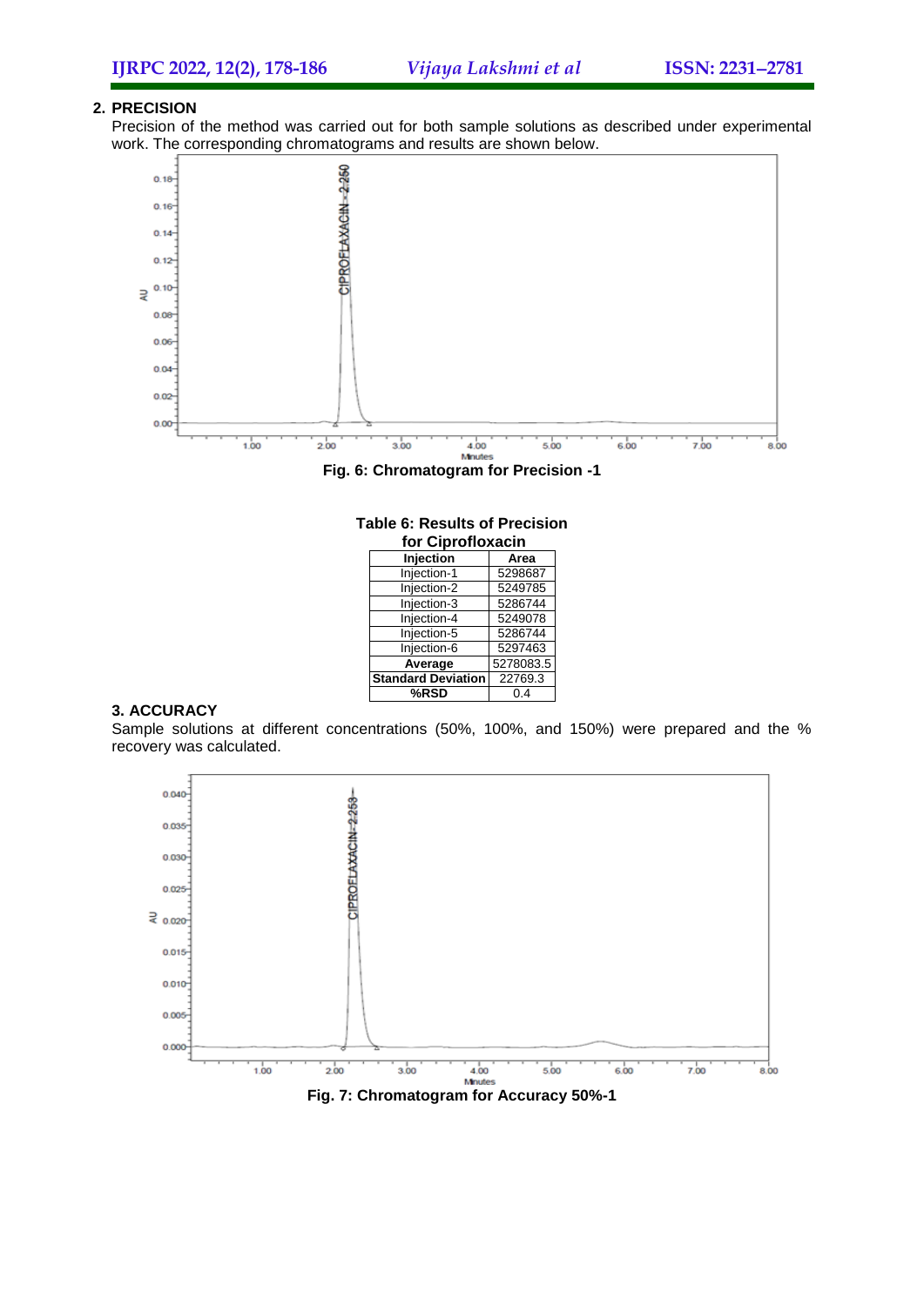## 2. PRECISION

Precision of the method was carried out for both sample solutions as described under experimental work. The corresponding chromatograms and results are shown below.

**Fig. 6: Chromatogram for Precision -1**

**Table 6: Results of Precision for Ciprofloxacin**

| Injection | Area |
|---|---|
| Injection-1 | 5298687 |
| Injection-2 | 5249785 |
| Injection-3 | 5286744 |
| Injection-4 | 5249078 |
| Injection-5 | 5286744 |
| Injection-6 | 5297463 |
| **Average** | 5278083.5 |
| **Standard Deviation** | 22769.3 |
| **%RSD** | 0.4 |

## 3. ACCURACY

Sample solutions at different concentrations (50%, 100%, and 150%) were prepared and the % recovery was calculated.

**Fig. 7: Chromatogram for Accuracy 50%-1**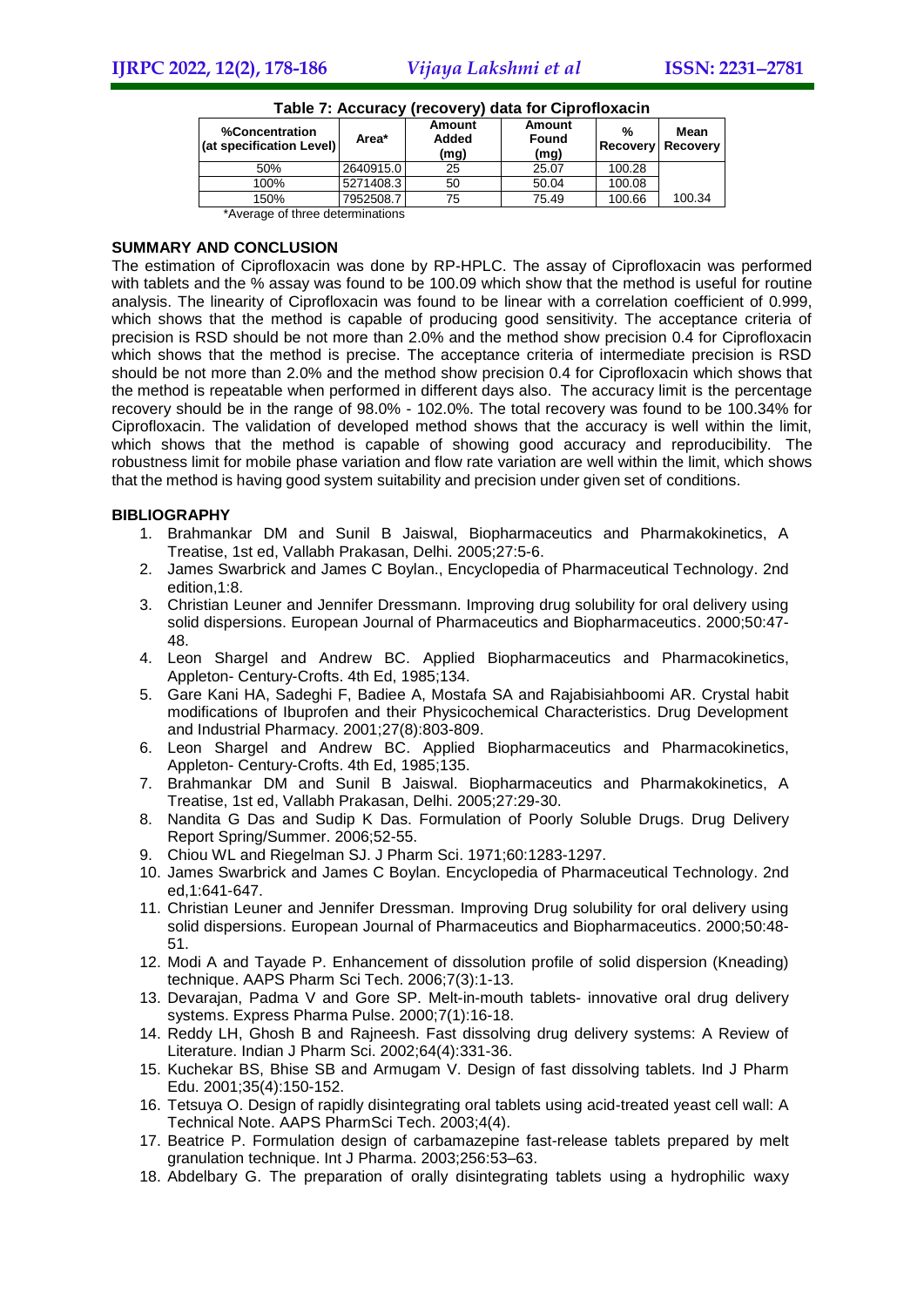**Table 7: Accuracy (recovery) data for Ciprofloxacin**

| %Concentration (at specification Level) | Area* | Amount Added (mg) | Amount Found (mg) | % Recovery | Mean Recovery |
|---|---|---|---|---|---|
| 50% | 2640915.0 | 25 | 25.07 | 100.28 | |
| 100% | 5271408.3 | 50 | 50.04 | 100.08 | |
| 150% | 7952508.7 | 75 | 75.49 | 100.66 | 100.34 |

*Average of three determinations

## SUMMARY AND CONCLUSION

The estimation of Ciprofloxacin was done by RP-HPLC. The assay of Ciprofloxacin was performed with tablets and the % assay was found to be 100.09 which show that the method is useful for routine analysis. The linearity of Ciprofloxacin was found to be linear with a correlation coefficient of 0.999, which shows that the method is capable of producing good sensitivity. The acceptance criteria of precision is RSD should be not more than 2.0% and the method show precision 0.4 for Ciprofloxacin which shows that the method is precise. The acceptance criteria of intermediate precision is RSD should be not more than 2.0% and the method show precision 0.4 for Ciprofloxacin which shows that the method is repeatable when performed in different days also. The accuracy limit is the percentage recovery should be in the range of 98.0% - 102.0%. The total recovery was found to be 100.34% for Ciprofloxacin. The validation of developed method shows that the accuracy is well within the limit, which shows that the method is capable of showing good accuracy and reproducibility. The robustness limit for mobile phase variation and flow rate variation are well within the limit, which shows that the method is having good system suitability and precision under given set of conditions.

## BIBLIOGRAPHY

1. Brahmankar DM and Sunil B Jaiswal, Biopharmaceutics and Pharmakokinetics, A Treatise, 1st ed, Vallabh Prakasan, Delhi. 2005;27:5-6.
2. James Swarbrick and James C Boylan., Encyclopedia of Pharmaceutical Technology. 2nd edition,1:8.
3. Christian Leuner and Jennifer Dressmann. Improving drug solubility for oral delivery using solid dispersions. European Journal of Pharmaceutics and Biopharmaceutics. 2000;50:47-48.
4. Leon Shargel and Andrew BC. Applied Biopharmaceutics and Pharmacokinetics, Appleton- Century-Crofts. 4th Ed, 1985;134.
5. Gare Kani HA, Sadeghi F, Badiee A, Mostafa SA and Rajabisiahboomi AR. Crystal habit modifications of Ibuprofen and their Physicochemical Characteristics. Drug Development and Industrial Pharmacy. 2001;27(8):803-809.
6. Leon Shargel and Andrew BC. Applied Biopharmaceutics and Pharmacokinetics, Appleton- Century-Crofts. 4th Ed, 1985;135.
7. Brahmankar DM and Sunil B Jaiswal. Biopharmaceutics and Pharmakokinetics, A Treatise, 1st ed, Vallabh Prakasan, Delhi. 2005;27:29-30.
8. Nandita G Das and Sudip K Das. Formulation of Poorly Soluble Drugs. Drug Delivery Report Spring/Summer. 2006;52-55.
9. Chiou WL and Riegelman SJ. J Pharm Sci. 1971;60:1283-1297.
10. James Swarbrick and James C Boylan. Encyclopedia of Pharmaceutical Technology. 2nd ed,1:641-647.
11. Christian Leuner and Jennifer Dressman. Improving Drug solubility for oral delivery using solid dispersions. European Journal of Pharmaceutics and Biopharmaceutics. 2000;50:48-51.
12. Modi A and Tayade P. Enhancement of dissolution profile of solid dispersion (Kneading) technique. AAPS Pharm Sci Tech. 2006;7(3):1-13.
13. Devarajan, Padma V and Gore SP. Melt-in-mouth tablets- innovative oral drug delivery systems. Express Pharma Pulse. 2000;7(1):16-18.
14. Reddy LH, Ghosh B and Rajneesh. Fast dissolving drug delivery systems: A Review of Literature. Indian J Pharm Sci. 2002;64(4):331-36.
15. Kuchekar BS, Bhise SB and Armugam V. Design of fast dissolving tablets. Ind J Pharm Edu. 2001;35(4):150-152.
16. Tetsuya O. Design of rapidly disintegrating oral tablets using acid-treated yeast cell wall: A Technical Note. AAPS PharmSci Tech. 2003;4(4).
17. Beatrice P. Formulation design of carbamazepine fast-release tablets prepared by melt granulation technique. Int J Pharma. 2003;256:53–63.
18. Abdelbary G. The preparation of orally disintegrating tablets using a hydrophilic waxy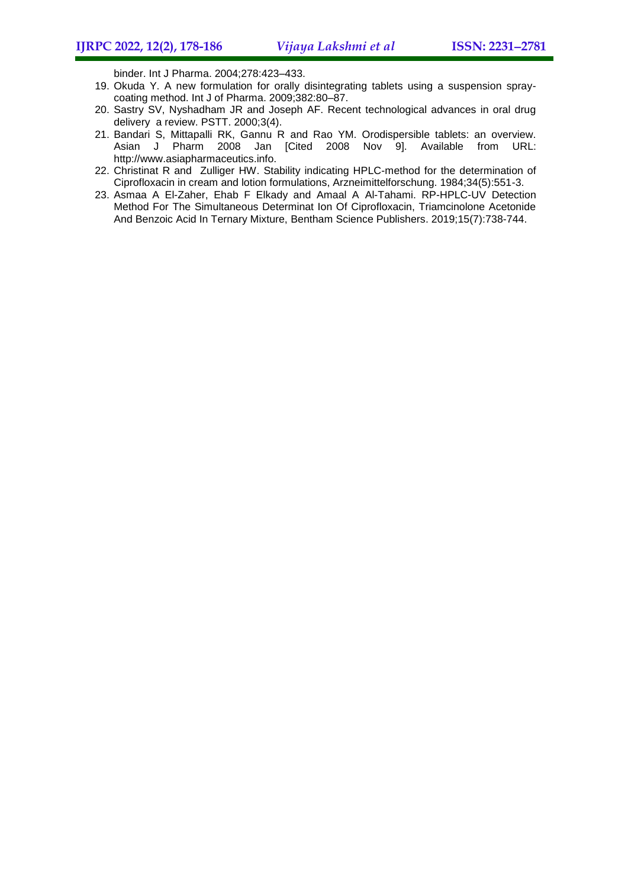binder. Int J Pharma. 2004;278:423–433.

19. Okuda Y. A new formulation for orally disintegrating tablets using a suspension spray-coating method. Int J of Pharma. 2009;382:80–87.
20. Sastry SV, Nyshadham JR and Joseph AF. Recent technological advances in oral drug delivery a review. PSTT. 2000;3(4).
21. Bandari S, Mittapalli RK, Gannu R and Rao YM. Orodispersible tablets: an overview. Asian J Pharm 2008 Jan [Cited 2008 Nov 9]. Available from URL: http://www.asiapharmaceutics.info.
22. Christinat R and Zulliger HW. Stability indicating HPLC-method for the determination of Ciprofloxacin in cream and lotion formulations, Arzneimittelforschung. 1984;34(5):551-3.
23. Asmaa A El-Zaher, Ehab F Elkady and Amaal A Al-Tahami. RP-HPLC-UV Detection Method For The Simultaneous Determinat Ion Of Ciprofloxacin, Triamcinolone Acetonide And Benzoic Acid In Ternary Mixture, Bentham Science Publishers. 2019;15(7):738-744.